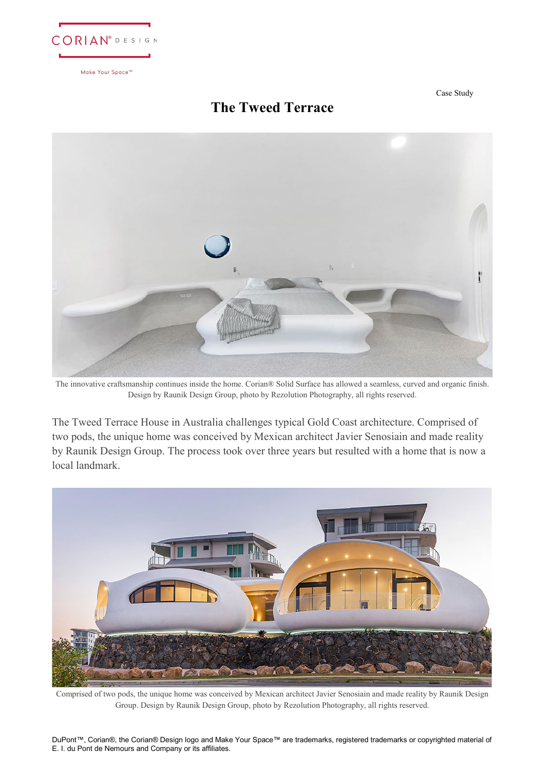CORIAN® DESIGN

Make Your Space™

Case Study

# The Tweed Terrace

The innovative craftsmanship continues inside the home. Corian® Solid Surface has allowed a seamless, curved and organic finish. Design by Raunik Design Group, photo by Rezolution Photography, all rights reserved.

The Tweed Terrace House in Australia challenges typical Gold Coast architecture. Comprised of two pods, the unique home was conceived by Mexican architect Javier Senosiain and made reality by Raunik Design Group. The process took over three years but resulted with a home that is now a local landmark.

Comprised of two pods, the unique home was conceived by Mexican architect Javier Senosiain and made reality by Raunik Design Group. Design by Raunik Design Group, photo by Rezolution Photography, all rights reserved.

DuPont™, Corian®, the Corian® Design logo and Make Your Space™ are trademarks, registered trademarks or copyrighted material of E. I. du Pont de Nemours and Company or its affiliates.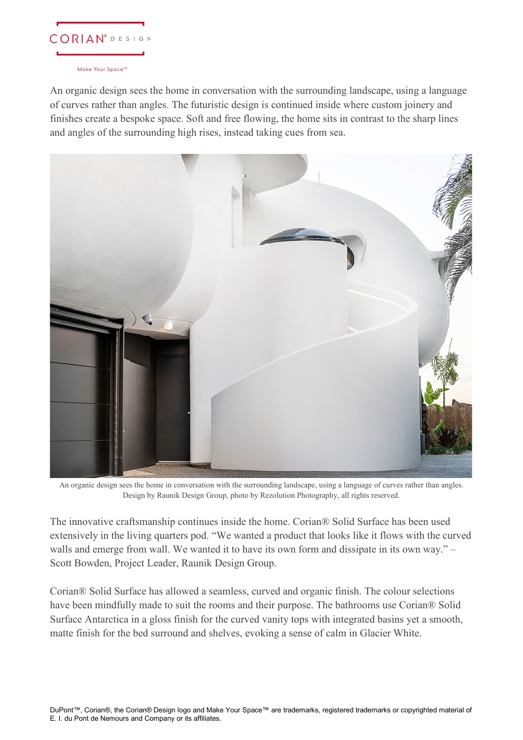An organic design sees the home in conversation with the surrounding landscape, using a language of curves rather than angles. The futuristic design is continued inside where custom joinery and finishes create a bespoke space. Soft and free flowing, the home sits in contrast to the sharp lines and angles of the surrounding high rises, instead taking cues from sea.

An organic design sees the home in conversation with the surrounding landscape, using a language of curves rather than angles. Design by Raunik Design Group, photo by Rezolution Photography, all rights reserved.

The innovative craftsmanship continues inside the home. Corian® Solid Surface has been used extensively in the living quarters pod. "We wanted a product that looks like it flows with the curved walls and emerge from wall. We wanted it to have its own form and dissipate in its own way." – Scott Bowden, Project Leader, Raunik Design Group.

Corian® Solid Surface has allowed a seamless, curved and organic finish. The colour selections have been mindfully made to suit the rooms and their purpose. The bathrooms use Corian® Solid Surface Antarctica in a gloss finish for the curved vanity tops with integrated basins yet a smooth, matte finish for the bed surround and shelves, evoking a sense of calm in Glacier White.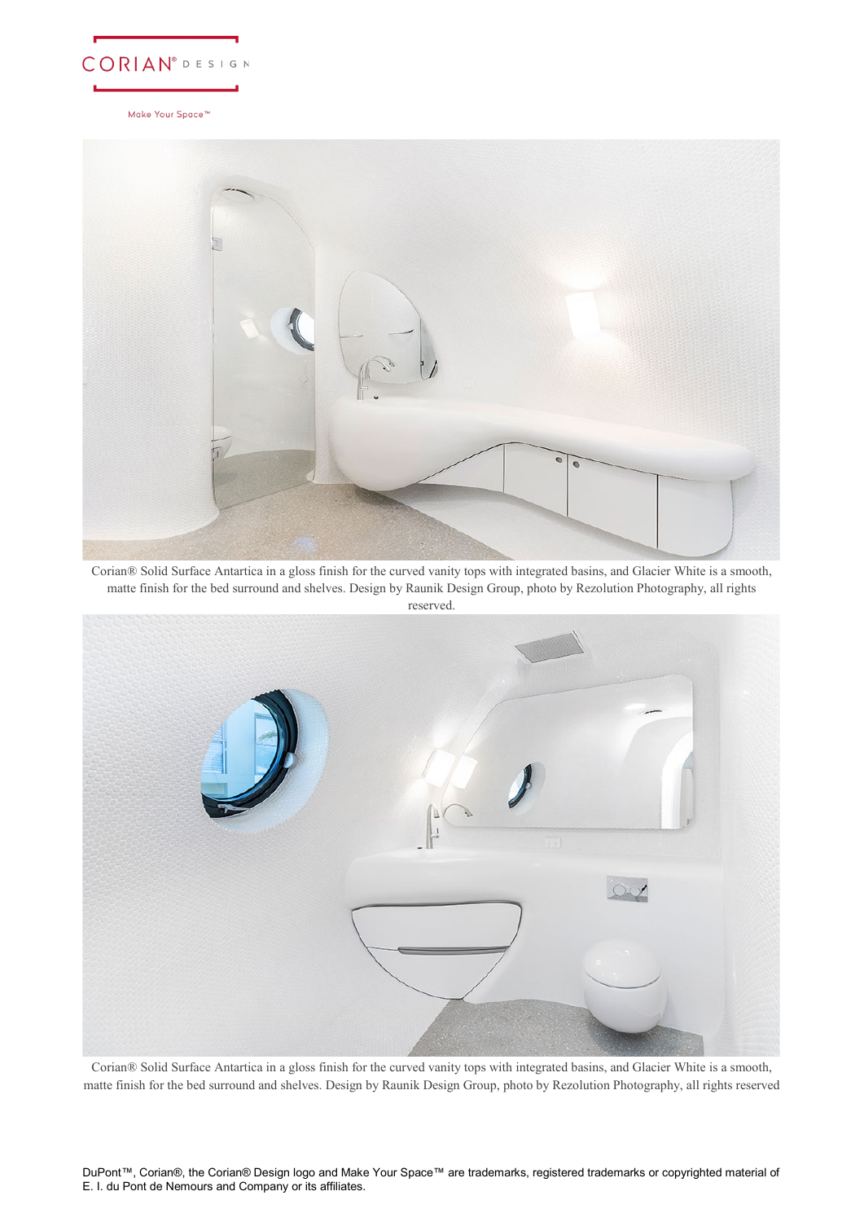Corian® Solid Surface Antartica in a gloss finish for the curved vanity tops with integrated basins, and Glacier White is a smooth, matte finish for the bed surround and shelves. Design by Raunik Design Group, photo by Rezolution Photography, all rights reserved.

Corian® Solid Surface Antartica in a gloss finish for the curved vanity tops with integrated basins, and Glacier White is a smooth, matte finish for the bed surround and shelves. Design by Raunik Design Group, photo by Rezolution Photography, all rights reserved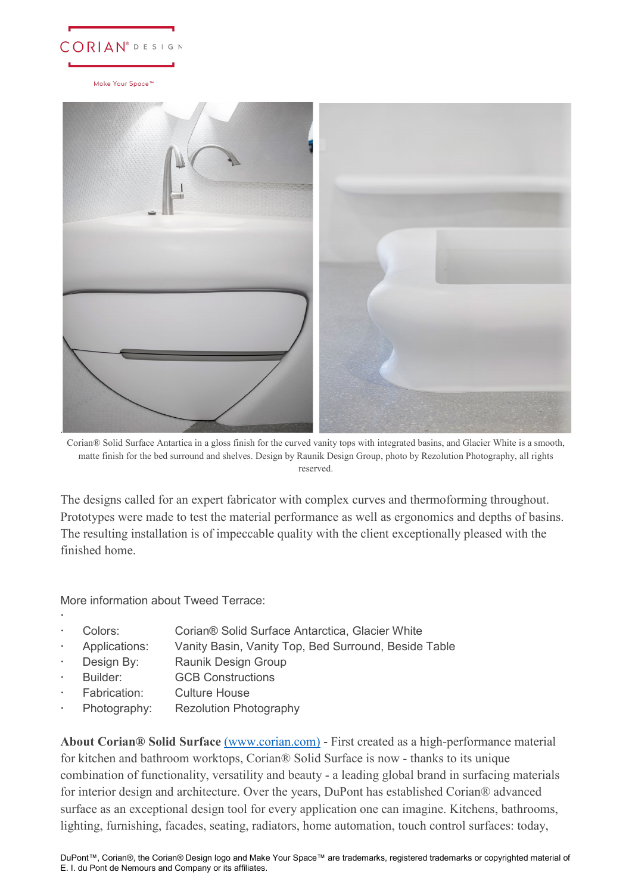Corian® Solid Surface Antartica in a gloss finish for the curved vanity tops with integrated basins, and Glacier White is a smooth, matte finish for the bed surround and shelves. Design by Raunik Design Group, photo by Rezolution Photography, all rights reserved.

The designs called for an expert fabricator with complex curves and thermoforming throughout. Prototypes were made to test the material performance as well as ergonomics and depths of basins. The resulting installation is of impeccable quality with the client exceptionally pleased with the finished home.

More information about Tweed Terrace:

- Colors: Corian® Solid Surface Antarctica, Glacier White
- Applications: Vanity Basin, Vanity Top, Bed Surround, Beside Table
- Design By: Raunik Design Group
- Builder: GCB Constructions
- Fabrication: Culture House
- Photography: Rezolution Photography

**About Corian® Solid Surface** [(www.corian.com)](http://www.corian.com) - First created as a high-performance material for kitchen and bathroom worktops, Corian® Solid Surface is now - thanks to its unique combination of functionality, versatility and beauty - a leading global brand in surfacing materials for interior design and architecture. Over the years, DuPont has established Corian® advanced surface as an exceptional design tool for every application one can imagine. Kitchens, bathrooms, lighting, furnishing, facades, seating, radiators, home automation, touch control surfaces: today,

DuPont™, Corian®, the Corian® Design logo and Make Your Space™ are trademarks, registered trademarks or copyrighted material of E. I. du Pont de Nemours and Company or its affiliates.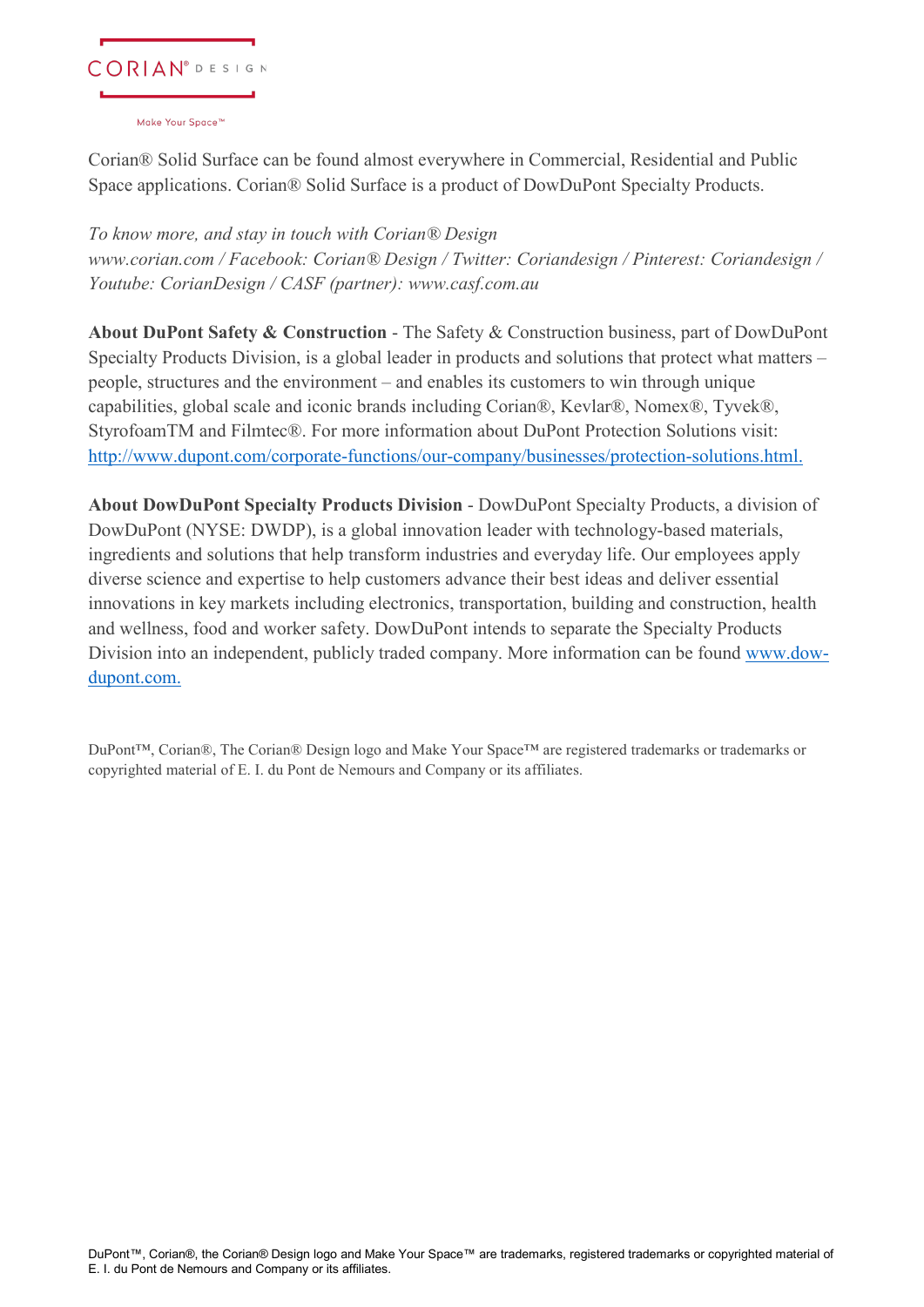Corian® Solid Surface can be found almost everywhere in Commercial, Residential and Public Space applications. Corian® Solid Surface is a product of DowDuPont Specialty Products.

*To know more, and stay in touch with Corian® Design*
*www.corian.com / Facebook: Corian® Design / Twitter: Coriandesign / Pinterest: Coriandesign / Youtube: CorianDesign / CASF (partner): www.casf.com.au*

**About DuPont Safety & Construction** - The Safety & Construction business, part of DowDuPont Specialty Products Division, is a global leader in products and solutions that protect what matters – people, structures and the environment – and enables its customers to win through unique capabilities, global scale and iconic brands including Corian®, Kevlar®, Nomex®, Tyvek®, StyrofoamTM and Filmtec®. For more information about DuPont Protection Solutions visit: [http://www.dupont.com/corporate-functions/our-company/businesses/protection-solutions.html.](http://www.dupont.com/corporate-functions/our-company/businesses/protection-solutions.html)

**About DowDuPont Specialty Products Division** - DowDuPont Specialty Products, a division of DowDuPont (NYSE: DWDP), is a global innovation leader with technology-based materials, ingredients and solutions that help transform industries and everyday life. Our employees apply diverse science and expertise to help customers advance their best ideas and deliver essential innovations in key markets including electronics, transportation, building and construction, health and wellness, food and worker safety. DowDuPont intends to separate the Specialty Products Division into an independent, publicly traded company. More information can be found [www.dow-dupont.com.](http://www.dow-dupont.com)

DuPont™, Corian®, The Corian® Design logo and Make Your Space™ are registered trademarks or trademarks or copyrighted material of E. I. du Pont de Nemours and Company or its affiliates.